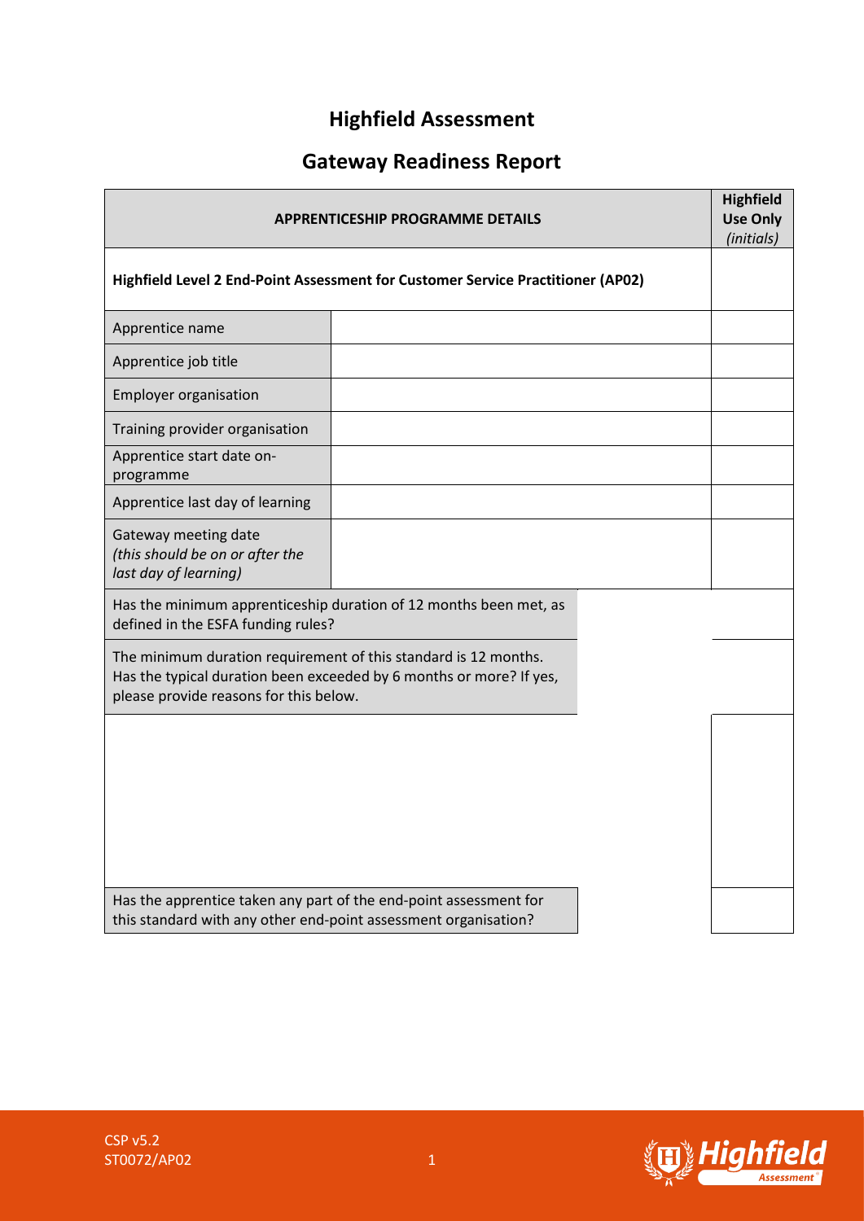# Highfield Assessment

## Gateway Readiness Report

| APPRENTICESHIP PROGRAMME DETAILS | | Highfield Use Only *(initials)* |
|---|---|---|
| **Highfield Level 2 End-Point Assessment for Customer Service Practitioner (AP02)** | | |
| Apprentice name | | |
| Apprentice job title | | |
| Employer organisation | | |
| Training provider organisation | | |
| Apprentice start date on-programme | | |
| Apprentice last day of learning | | |
| Gateway meeting date *(this should be on or after the last day of learning)* | | |
| Has the minimum apprenticeship duration of 12 months been met, as defined in the ESFA funding rules? | | |
| The minimum duration requirement of this standard is 12 months. Has the typical duration been exceeded by 6 months or more? If yes, please provide reasons for this below. | | |
| | | |
| Has the apprentice taken any part of the end-point assessment for this standard with any other end-point assessment organisation? | | |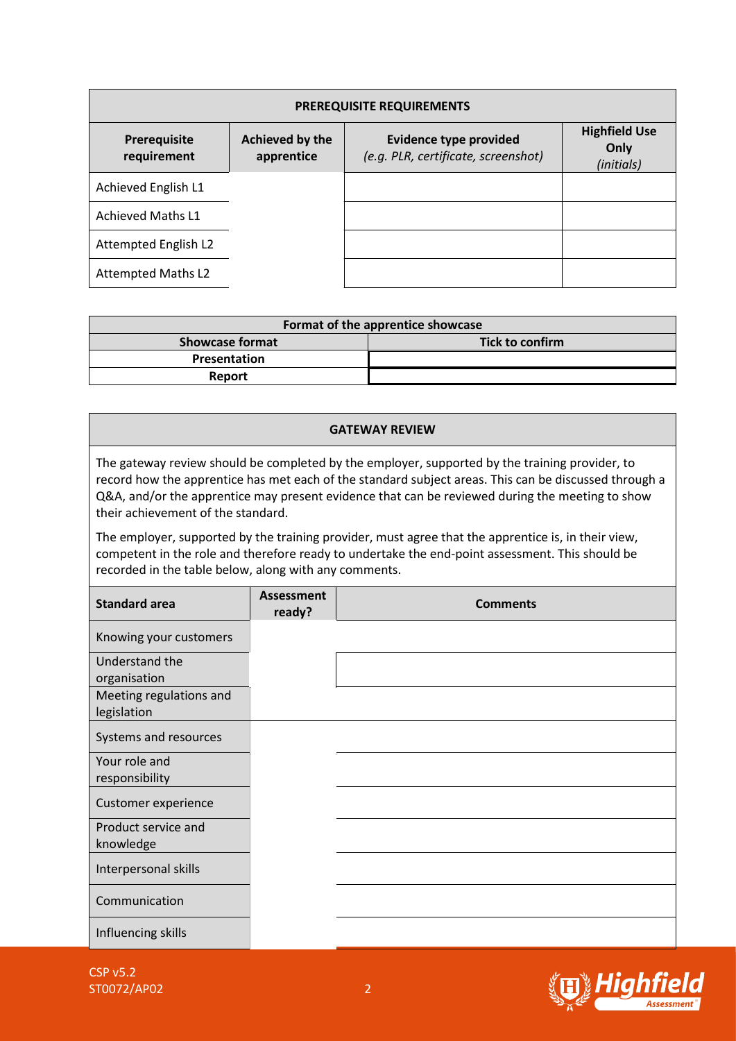| PREREQUISITE REQUIREMENTS | | | |
|---|---|---|---|
| **Prerequisite requirement** | **Achieved by the apprentice** | **Evidence type provided** *(e.g. PLR, certificate, screenshot)* | **Highfield Use Only** *(initials)* |
| Achieved English L1 | | | |
| Achieved Maths L1 | | | |
| Attempted English L2 | | | |
| Attempted Maths L2 | | | |

| Format of the apprentice showcase | |
|---|---|
| **Showcase format** | **Tick to confirm** |
| **Presentation** | |
| **Report** | |

**GATEWAY REVIEW**

The gateway review should be completed by the employer, supported by the training provider, to record how the apprentice has met each of the standard subject areas. This can be discussed through a Q&A, and/or the apprentice may present evidence that can be reviewed during the meeting to show their achievement of the standard.

The employer, supported by the training provider, must agree that the apprentice is, in their view, competent in the role and therefore ready to undertake the end-point assessment. This should be recorded in the table below, along with any comments.

| Standard area | Assessment ready? | Comments |
|---|---|---|
| Knowing your customers | | |
| Understand the organisation | | |
| Meeting regulations and legislation | | |
| Systems and resources | | |
| Your role and responsibility | | |
| Customer experience | | |
| Product service and knowledge | | |
| Interpersonal skills | | |
| Communication | | |
| Influencing skills | | |

CSP v5.2
ST0072/AP02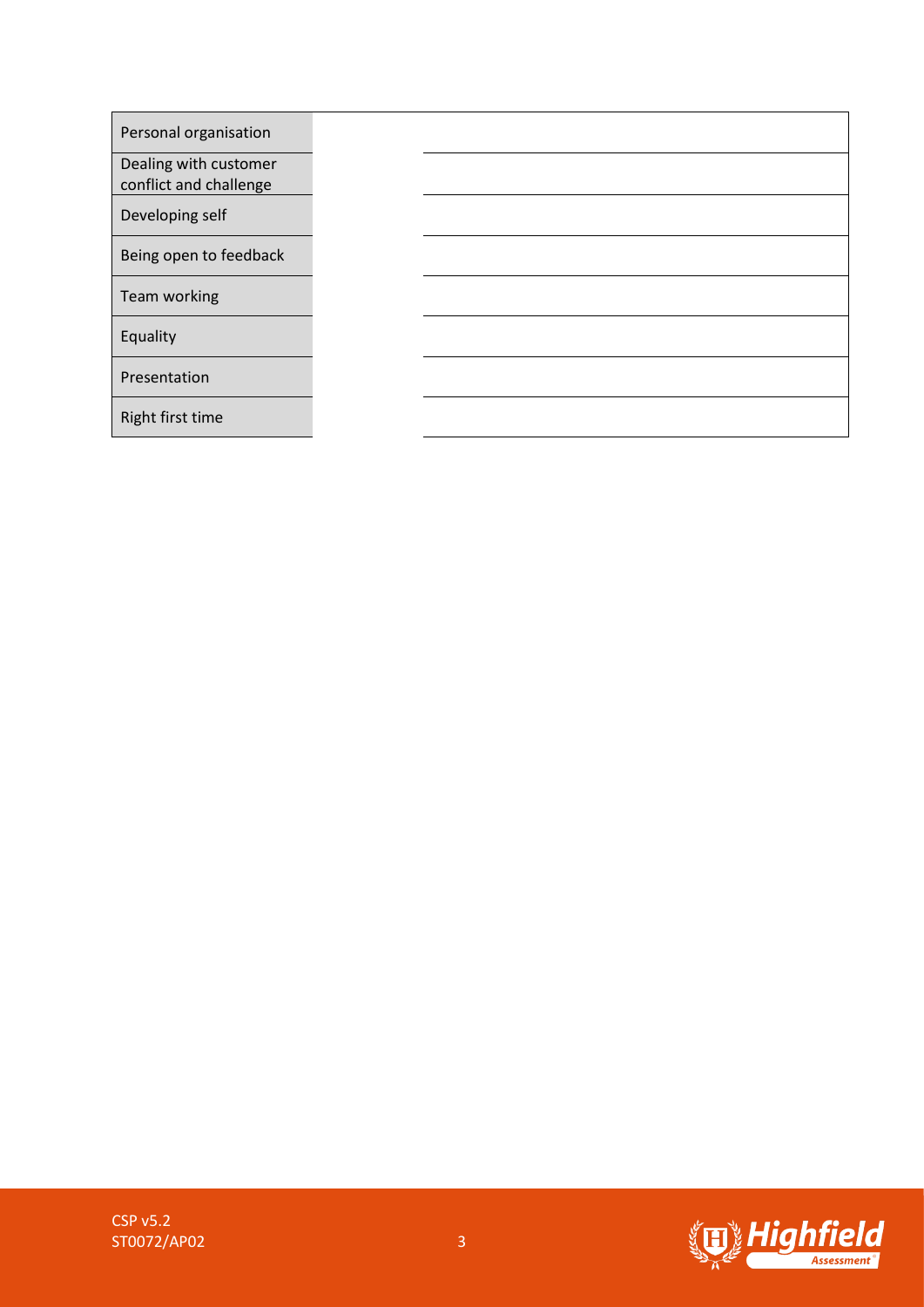| | | |
|---|---|---|
| Personal organisation | | |
| Dealing with customer conflict and challenge | | |
| Developing self | | |
| Being open to feedback | | |
| Team working | | |
| Equality | | |
| Presentation | | |
| Right first time | | |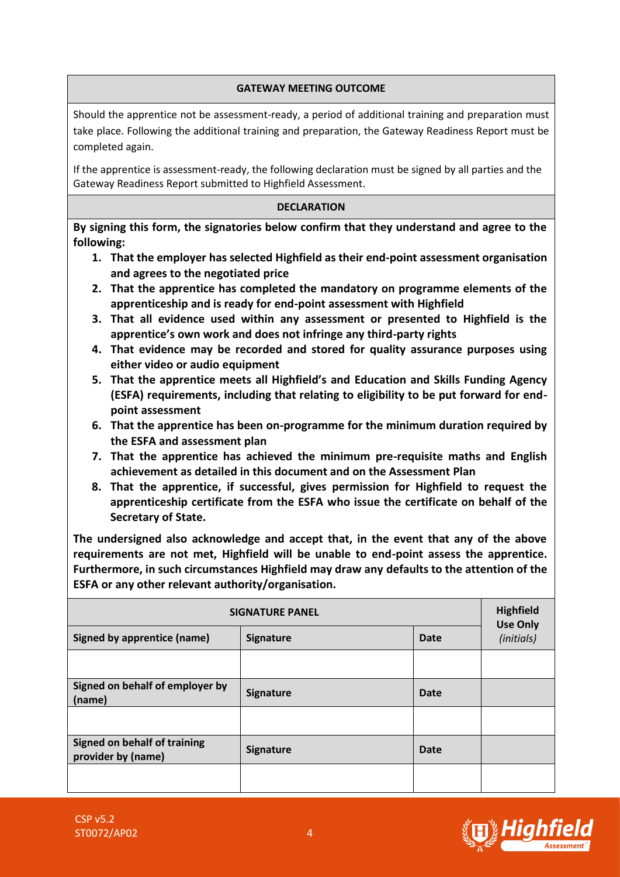## GATEWAY MEETING OUTCOME

Should the apprentice not be assessment-ready, a period of additional training and preparation must take place. Following the additional training and preparation, the Gateway Readiness Report must be completed again.

If the apprentice is assessment-ready, the following declaration must be signed by all parties and the Gateway Readiness Report submitted to Highfield Assessment.

## DECLARATION

**By signing this form, the signatories below confirm that they understand and agree to the following:**

1. **That the employer has selected Highfield as their end-point assessment organisation and agrees to the negotiated price**
2. **That the apprentice has completed the mandatory on programme elements of the apprenticeship and is ready for end-point assessment with Highfield**
3. **That all evidence used within any assessment or presented to Highfield is the apprentice's own work and does not infringe any third-party rights**
4. **That evidence may be recorded and stored for quality assurance purposes using either video or audio equipment**
5. **That the apprentice meets all Highfield's and Education and Skills Funding Agency (ESFA) requirements, including that relating to eligibility to be put forward for end-point assessment**
6. **That the apprentice has been on-programme for the minimum duration required by the ESFA and assessment plan**
7. **That the apprentice has achieved the minimum pre-requisite maths and English achievement as detailed in this document and on the Assessment Plan**
8. **That the apprentice, if successful, gives permission for Highfield to request the apprenticeship certificate from the ESFA who issue the certificate on behalf of the Secretary of State.**

**The undersigned also acknowledge and accept that, in the event that any of the above requirements are not met, Highfield will be unable to end-point assess the apprentice. Furthermore, in such circumstances Highfield may draw any defaults to the attention of the ESFA or any other relevant authority/organisation.**

| SIGNATURE PANEL | | | Highfield Use Only *(initials)* |
|---|---|---|---|
| **Signed by apprentice (name)** | **Signature** | **Date** | |
| | | | |
| **Signed on behalf of employer by (name)** | **Signature** | **Date** | |
| | | | |
| **Signed on behalf of training provider by (name)** | **Signature** | **Date** | |
| | | | |

CSP v5.2
ST0072/AP02